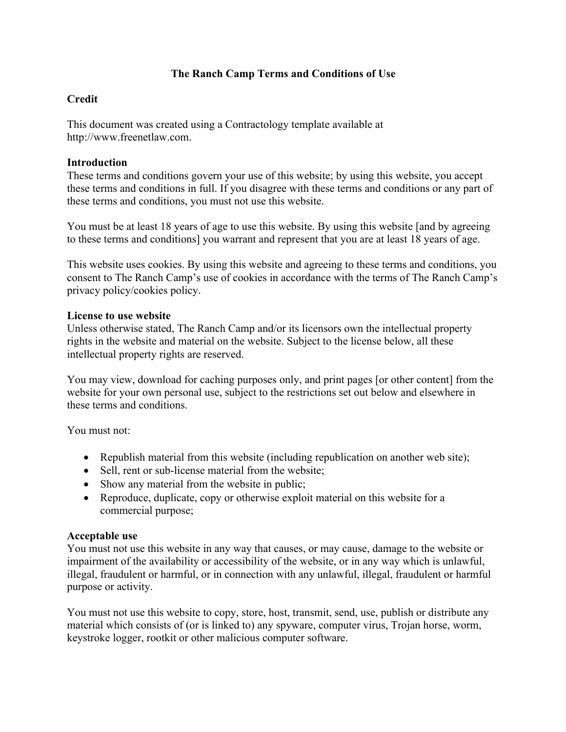# The Ranch Camp Terms and Conditions of Use

## Credit

This document was created using a Contractology template available at http://www.freenetlaw.com.

## Introduction

These terms and conditions govern your use of this website; by using this website, you accept these terms and conditions in full. If you disagree with these terms and conditions or any part of these terms and conditions, you must not use this website.

You must be at least 18 years of age to use this website. By using this website [and by agreeing to these terms and conditions] you warrant and represent that you are at least 18 years of age.

This website uses cookies. By using this website and agreeing to these terms and conditions, you consent to The Ranch Camp's use of cookies in accordance with the terms of The Ranch Camp's privacy policy/cookies policy.

## License to use website

Unless otherwise stated, The Ranch Camp and/or its licensors own the intellectual property rights in the website and material on the website. Subject to the license below, all these intellectual property rights are reserved.

You may view, download for caching purposes only, and print pages [or other content] from the website for your own personal use, subject to the restrictions set out below and elsewhere in these terms and conditions.

You must not:

- Republish material from this website (including republication on another web site);
- Sell, rent or sub-license material from the website;
- Show any material from the website in public;
- Reproduce, duplicate, copy or otherwise exploit material on this website for a commercial purpose;

## Acceptable use

You must not use this website in any way that causes, or may cause, damage to the website or impairment of the availability or accessibility of the website, or in any way which is unlawful, illegal, fraudulent or harmful, or in connection with any unlawful, illegal, fraudulent or harmful purpose or activity.

You must not use this website to copy, store, host, transmit, send, use, publish or distribute any material which consists of (or is linked to) any spyware, computer virus, Trojan horse, worm, keystroke logger, rootkit or other malicious computer software.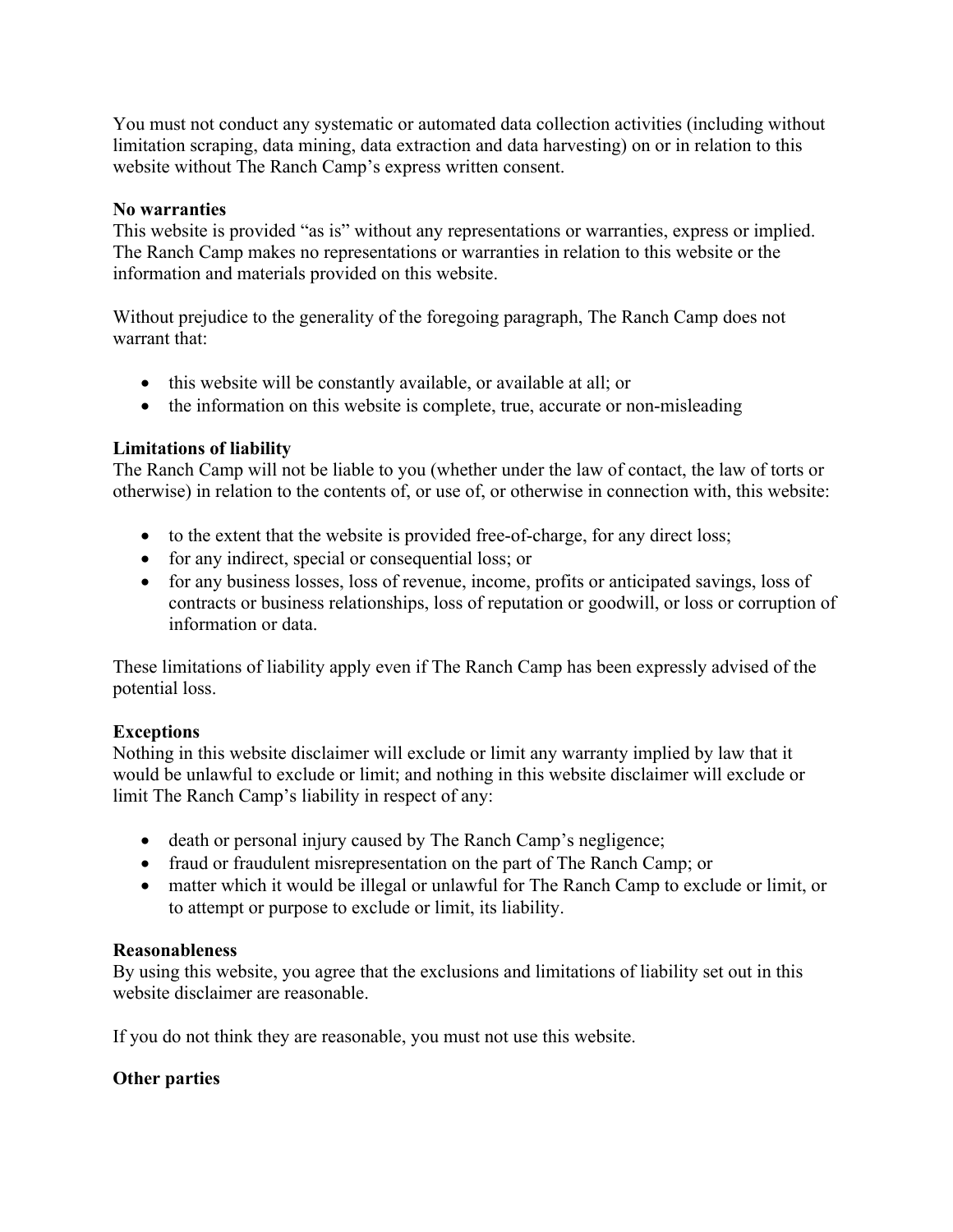You must not conduct any systematic or automated data collection activities (including without limitation scraping, data mining, data extraction and data harvesting) on or in relation to this website without The Ranch Camp's express written consent.

**No warranties**
This website is provided "as is" without any representations or warranties, express or implied. The Ranch Camp makes no representations or warranties in relation to this website or the information and materials provided on this website.

Without prejudice to the generality of the foregoing paragraph, The Ranch Camp does not warrant that:

- this website will be constantly available, or available at all; or
- the information on this website is complete, true, accurate or non-misleading

**Limitations of liability**
The Ranch Camp will not be liable to you (whether under the law of contact, the law of torts or otherwise) in relation to the contents of, or use of, or otherwise in connection with, this website:

- to the extent that the website is provided free-of-charge, for any direct loss;
- for any indirect, special or consequential loss; or
- for any business losses, loss of revenue, income, profits or anticipated savings, loss of contracts or business relationships, loss of reputation or goodwill, or loss or corruption of information or data.

These limitations of liability apply even if The Ranch Camp has been expressly advised of the potential loss.

**Exceptions**
Nothing in this website disclaimer will exclude or limit any warranty implied by law that it would be unlawful to exclude or limit; and nothing in this website disclaimer will exclude or limit The Ranch Camp's liability in respect of any:

- death or personal injury caused by The Ranch Camp's negligence;
- fraud or fraudulent misrepresentation on the part of The Ranch Camp; or
- matter which it would be illegal or unlawful for The Ranch Camp to exclude or limit, or to attempt or purpose to exclude or limit, its liability.

**Reasonableness**
By using this website, you agree that the exclusions and limitations of liability set out in this website disclaimer are reasonable.

If you do not think they are reasonable, you must not use this website.

**Other parties**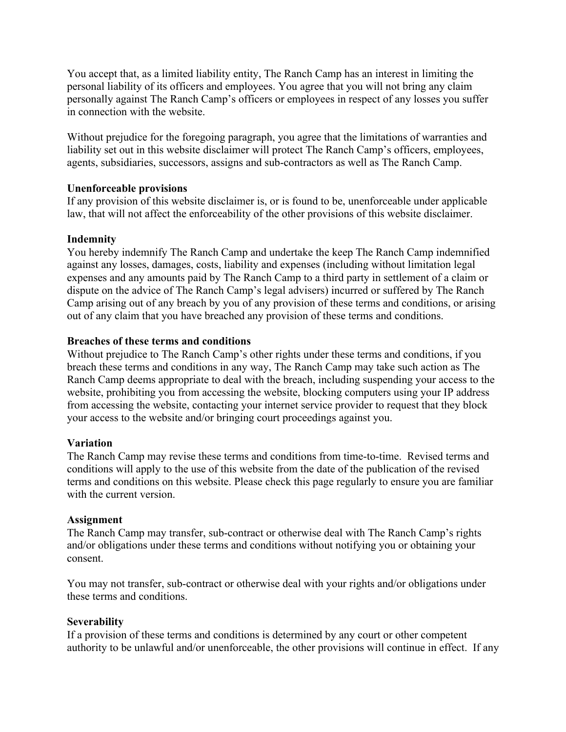You accept that, as a limited liability entity, The Ranch Camp has an interest in limiting the personal liability of its officers and employees. You agree that you will not bring any claim personally against The Ranch Camp's officers or employees in respect of any losses you suffer in connection with the website.

Without prejudice for the foregoing paragraph, you agree that the limitations of warranties and liability set out in this website disclaimer will protect The Ranch Camp's officers, employees, agents, subsidiaries, successors, assigns and sub-contractors as well as The Ranch Camp.

**Unenforceable provisions**
If any provision of this website disclaimer is, or is found to be, unenforceable under applicable law, that will not affect the enforceability of the other provisions of this website disclaimer.

**Indemnity**
You hereby indemnify The Ranch Camp and undertake the keep The Ranch Camp indemnified against any losses, damages, costs, liability and expenses (including without limitation legal expenses and any amounts paid by The Ranch Camp to a third party in settlement of a claim or dispute on the advice of The Ranch Camp's legal advisers) incurred or suffered by The Ranch Camp arising out of any breach by you of any provision of these terms and conditions, or arising out of any claim that you have breached any provision of these terms and conditions.

**Breaches of these terms and conditions**
Without prejudice to The Ranch Camp's other rights under these terms and conditions, if you breach these terms and conditions in any way, The Ranch Camp may take such action as The Ranch Camp deems appropriate to deal with the breach, including suspending your access to the website, prohibiting you from accessing the website, blocking computers using your IP address from accessing the website, contacting your internet service provider to request that they block your access to the website and/or bringing court proceedings against you.

**Variation**
The Ranch Camp may revise these terms and conditions from time-to-time. Revised terms and conditions will apply to the use of this website from the date of the publication of the revised terms and conditions on this website. Please check this page regularly to ensure you are familiar with the current version.

**Assignment**
The Ranch Camp may transfer, sub-contract or otherwise deal with The Ranch Camp's rights and/or obligations under these terms and conditions without notifying you or obtaining your consent.

You may not transfer, sub-contract or otherwise deal with your rights and/or obligations under these terms and conditions.

**Severability**
If a provision of these terms and conditions is determined by any court or other competent authority to be unlawful and/or unenforceable, the other provisions will continue in effect. If any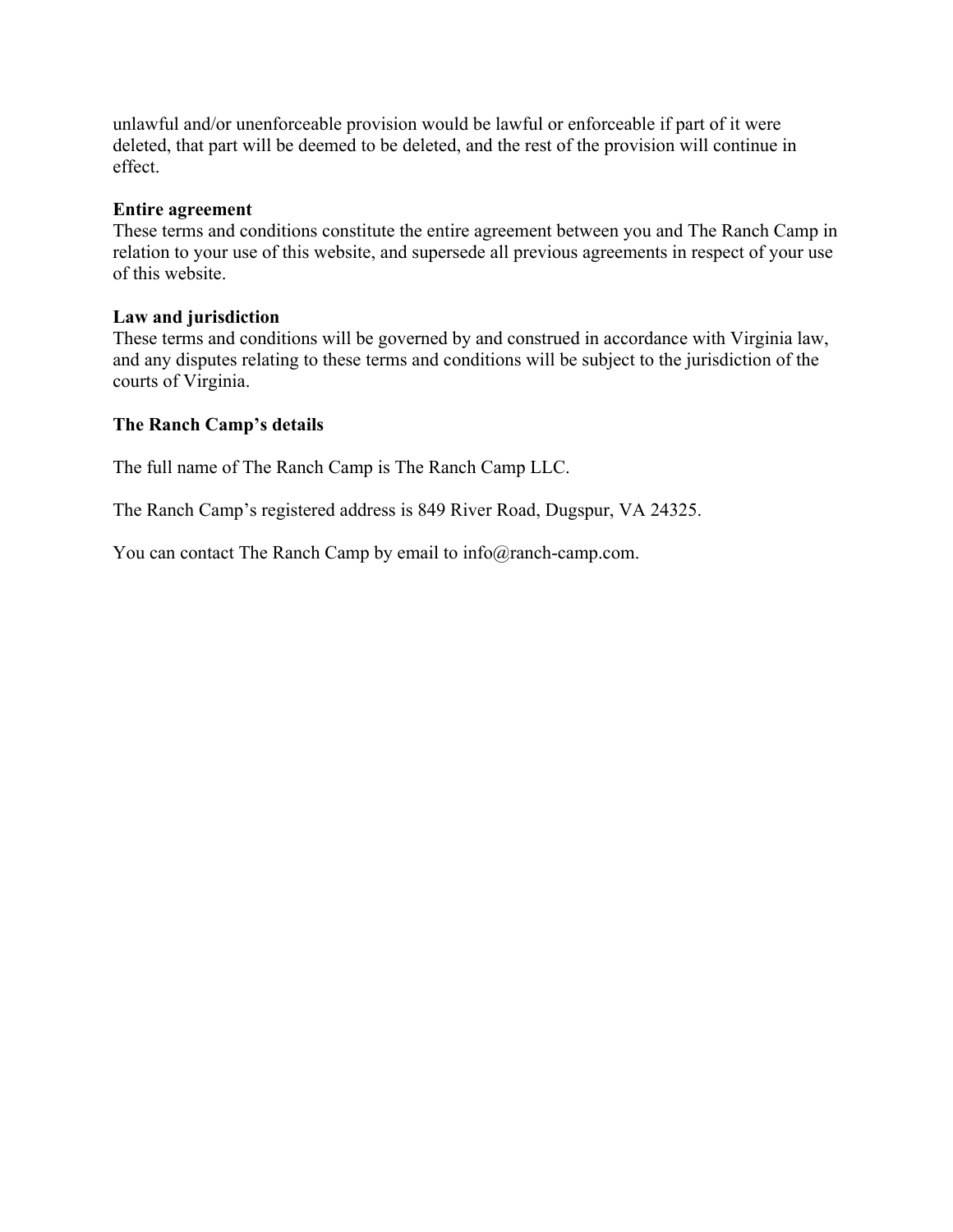unlawful and/or unenforceable provision would be lawful or enforceable if part of it were deleted, that part will be deemed to be deleted, and the rest of the provision will continue in effect.

**Entire agreement**
These terms and conditions constitute the entire agreement between you and The Ranch Camp in relation to your use of this website, and supersede all previous agreements in respect of your use of this website.

**Law and jurisdiction**
These terms and conditions will be governed by and construed in accordance with Virginia law, and any disputes relating to these terms and conditions will be subject to the jurisdiction of the courts of Virginia.

**The Ranch Camp's details**

The full name of The Ranch Camp is The Ranch Camp LLC.

The Ranch Camp's registered address is 849 River Road, Dugspur, VA 24325.

You can contact The Ranch Camp by email to info@ranch-camp.com.